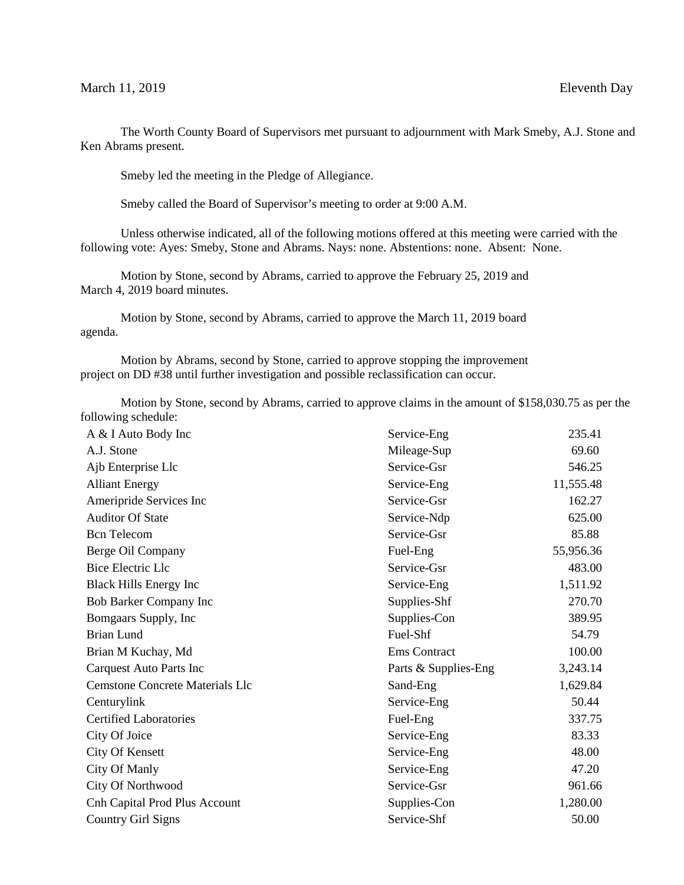March 11, 2019 Eleventh Day

The Worth County Board of Supervisors met pursuant to adjournment with Mark Smeby, A.J. Stone and Ken Abrams present.

Smeby led the meeting in the Pledge of Allegiance.

Smeby called the Board of Supervisor's meeting to order at 9:00 A.M.

Unless otherwise indicated, all of the following motions offered at this meeting were carried with the following vote: Ayes: Smeby, Stone and Abrams. Nays: none. Abstentions: none. Absent: None.

Motion by Stone, second by Abrams, carried to approve the February 25, 2019 and March 4, 2019 board minutes.

Motion by Stone, second by Abrams, carried to approve the March 11, 2019 board agenda.

Motion by Abrams, second by Stone, carried to approve stopping the improvement project on DD #38 until further investigation and possible reclassification can occur.

Motion by Stone, second by Abrams, carried to approve claims in the amount of $158,030.75 as per the following schedule:

| | | |
|---|---|---|
| A & I Auto Body Inc | Service-Eng | 235.41 |
| A.J. Stone | Mileage-Sup | 69.60 |
| Ajb Enterprise Llc | Service-Gsr | 546.25 |
| Alliant Energy | Service-Eng | 11,555.48 |
| Ameripride Services Inc | Service-Gsr | 162.27 |
| Auditor Of State | Service-Ndp | 625.00 |
| Bcn Telecom | Service-Gsr | 85.88 |
| Berge Oil Company | Fuel-Eng | 55,956.36 |
| Bice Electric Llc | Service-Gsr | 483.00 |
| Black Hills Energy Inc | Service-Eng | 1,511.92 |
| Bob Barker Company Inc | Supplies-Shf | 270.70 |
| Bomgaars Supply, Inc | Supplies-Con | 389.95 |
| Brian Lund | Fuel-Shf | 54.79 |
| Brian M Kuchay, Md | Ems Contract | 100.00 |
| Carquest Auto Parts Inc | Parts & Supplies-Eng | 3,243.14 |
| Cemstone Concrete Materials Llc | Sand-Eng | 1,629.84 |
| Centurylink | Service-Eng | 50.44 |
| Certified Laboratories | Fuel-Eng | 337.75 |
| City Of Joice | Service-Eng | 83.33 |
| City Of Kensett | Service-Eng | 48.00 |
| City Of Manly | Service-Eng | 47.20 |
| City Of Northwood | Service-Gsr | 961.66 |
| Cnh Capital Prod Plus Account | Supplies-Con | 1,280.00 |
| Country Girl Signs | Service-Shf | 50.00 |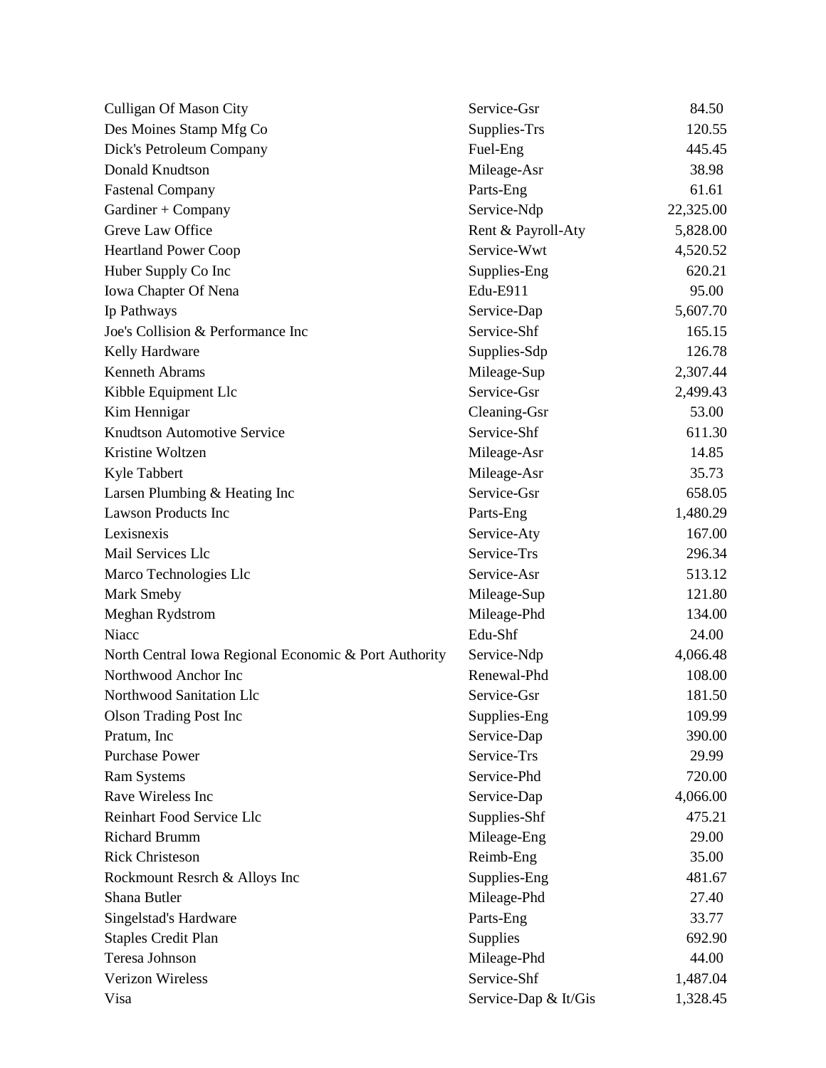| | | |
|---|---|---|
| Culligan Of Mason City | Service-Gsr | 84.50 |
| Des Moines Stamp Mfg Co | Supplies-Trs | 120.55 |
| Dick's Petroleum Company | Fuel-Eng | 445.45 |
| Donald Knudtson | Mileage-Asr | 38.98 |
| Fastenal Company | Parts-Eng | 61.61 |
| Gardiner + Company | Service-Ndp | 22,325.00 |
| Greve Law Office | Rent & Payroll-Aty | 5,828.00 |
| Heartland Power Coop | Service-Wwt | 4,520.52 |
| Huber Supply Co Inc | Supplies-Eng | 620.21 |
| Iowa Chapter Of Nena | Edu-E911 | 95.00 |
| Ip Pathways | Service-Dap | 5,607.70 |
| Joe's Collision & Performance Inc | Service-Shf | 165.15 |
| Kelly Hardware | Supplies-Sdp | 126.78 |
| Kenneth Abrams | Mileage-Sup | 2,307.44 |
| Kibble Equipment Llc | Service-Gsr | 2,499.43 |
| Kim Hennigar | Cleaning-Gsr | 53.00 |
| Knudtson Automotive Service | Service-Shf | 611.30 |
| Kristine Woltzen | Mileage-Asr | 14.85 |
| Kyle Tabbert | Mileage-Asr | 35.73 |
| Larsen Plumbing & Heating Inc | Service-Gsr | 658.05 |
| Lawson Products Inc | Parts-Eng | 1,480.29 |
| Lexisnexis | Service-Aty | 167.00 |
| Mail Services Llc | Service-Trs | 296.34 |
| Marco Technologies Llc | Service-Asr | 513.12 |
| Mark Smeby | Mileage-Sup | 121.80 |
| Meghan Rydstrom | Mileage-Phd | 134.00 |
| Niacc | Edu-Shf | 24.00 |
| North Central Iowa Regional Economic & Port Authority | Service-Ndp | 4,066.48 |
| Northwood Anchor Inc | Renewal-Phd | 108.00 |
| Northwood Sanitation Llc | Service-Gsr | 181.50 |
| Olson Trading Post Inc | Supplies-Eng | 109.99 |
| Pratum, Inc | Service-Dap | 390.00 |
| Purchase Power | Service-Trs | 29.99 |
| Ram Systems | Service-Phd | 720.00 |
| Rave Wireless Inc | Service-Dap | 4,066.00 |
| Reinhart Food Service Llc | Supplies-Shf | 475.21 |
| Richard Brumm | Mileage-Eng | 29.00 |
| Rick Christeson | Reimb-Eng | 35.00 |
| Rockmount Resrch & Alloys Inc | Supplies-Eng | 481.67 |
| Shana Butler | Mileage-Phd | 27.40 |
| Singelstad's Hardware | Parts-Eng | 33.77 |
| Staples Credit Plan | Supplies | 692.90 |
| Teresa Johnson | Mileage-Phd | 44.00 |
| Verizon Wireless | Service-Shf | 1,487.04 |
| Visa | Service-Dap & It/Gis | 1,328.45 |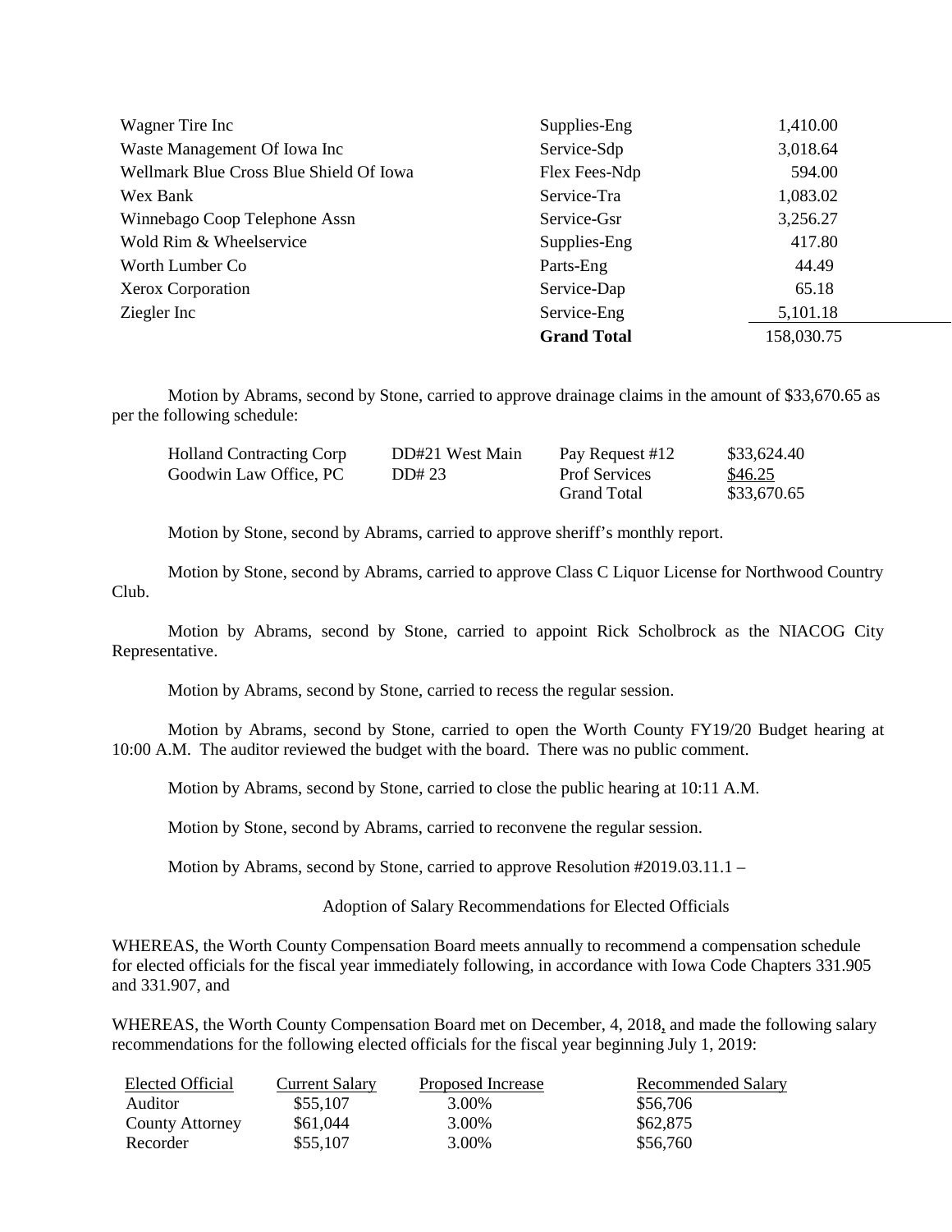| | | |
|---|---|---|
| Wagner Tire Inc | Supplies-Eng | 1,410.00 |
| Waste Management Of Iowa Inc | Service-Sdp | 3,018.64 |
| Wellmark Blue Cross Blue Shield Of Iowa | Flex Fees-Ndp | 594.00 |
| Wex Bank | Service-Tra | 1,083.02 |
| Winnebago Coop Telephone Assn | Service-Gsr | 3,256.27 |
| Wold Rim & Wheelservice | Supplies-Eng | 417.80 |
| Worth Lumber Co | Parts-Eng | 44.49 |
| Xerox Corporation | Service-Dap | 65.18 |
| Ziegler Inc | Service-Eng | 5,101.18 |
| | **Grand Total** | 158,030.75 |

Motion by Abrams, second by Stone, carried to approve drainage claims in the amount of $33,670.65 as per the following schedule:

| | | | |
|---|---|---|---|
| Holland Contracting Corp | DD#21 West Main | Pay Request #12 | $33,624.40 |
| Goodwin Law Office, PC | DD# 23 | Prof Services | $46.25 |
| | | Grand Total | $33,670.65 |

Motion by Stone, second by Abrams, carried to approve sheriff's monthly report.

Motion by Stone, second by Abrams, carried to approve Class C Liquor License for Northwood Country Club.

Motion by Abrams, second by Stone, carried to appoint Rick Scholbrock as the NIACOG City Representative.

Motion by Abrams, second by Stone, carried to recess the regular session.

Motion by Abrams, second by Stone, carried to open the Worth County FY19/20 Budget hearing at 10:00 A.M. The auditor reviewed the budget with the board. There was no public comment.

Motion by Abrams, second by Stone, carried to close the public hearing at 10:11 A.M.

Motion by Stone, second by Abrams, carried to reconvene the regular session.

Motion by Abrams, second by Stone, carried to approve Resolution #2019.03.11.1 –

Adoption of Salary Recommendations for Elected Officials

WHEREAS, the Worth County Compensation Board meets annually to recommend a compensation schedule for elected officials for the fiscal year immediately following, in accordance with Iowa Code Chapters 331.905 and 331.907, and

WHEREAS, the Worth County Compensation Board met on December, 4, 2018, and made the following salary recommendations for the following elected officials for the fiscal year beginning July 1, 2019:

| Elected Official | Current Salary | Proposed Increase | Recommended Salary |
|---|---|---|---|
| Auditor | $55,107 | 3.00% | $56,706 |
| County Attorney | $61,044 | 3.00% | $62,875 |
| Recorder | $55,107 | 3.00% | $56,760 |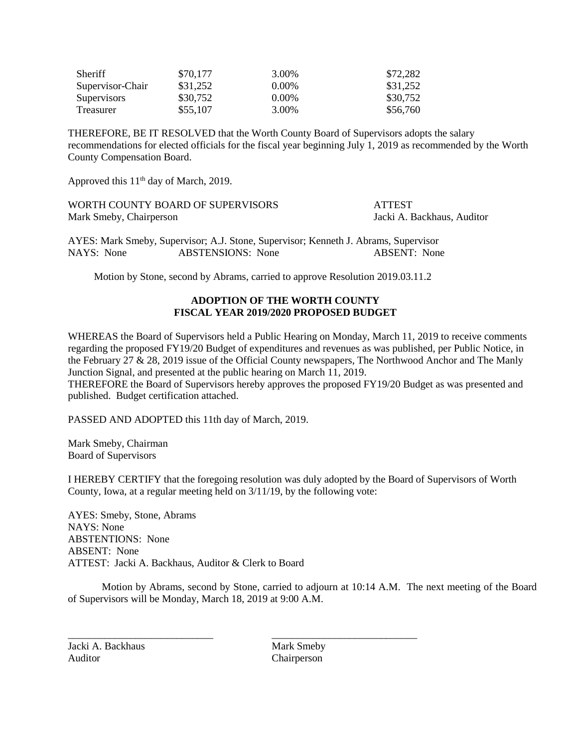| | | | |
|---|---|---|---|
| Sheriff | \$70,177 | 3.00% | \$72,282 |
| Supervisor-Chair | \$31,252 | 0.00% | \$31,252 |
| Supervisors | \$30,752 | 0.00% | \$30,752 |
| Treasurer | \$55,107 | 3.00% | \$56,760 |

THEREFORE, BE IT RESOLVED that the Worth County Board of Supervisors adopts the salary recommendations for elected officials for the fiscal year beginning July 1, 2019 as recommended by the Worth County Compensation Board.

Approved this 11th day of March, 2019.

WORTH COUNTY BOARD OF SUPERVISORS
Mark Smeby, Chairperson

ATTEST
Jacki A. Backhaus, Auditor

AYES: Mark Smeby, Supervisor; A.J. Stone, Supervisor; Kenneth J. Abrams, Supervisor
NAYS: None ABSTENSIONS: None ABSENT: None

Motion by Stone, second by Abrams, carried to approve Resolution 2019.03.11.2

**ADOPTION OF THE WORTH COUNTY FISCAL YEAR 2019/2020 PROPOSED BUDGET**

WHEREAS the Board of Supervisors held a Public Hearing on Monday, March 11, 2019 to receive comments regarding the proposed FY19/20 Budget of expenditures and revenues as was published, per Public Notice, in the February 27 & 28, 2019 issue of the Official County newspapers, The Northwood Anchor and The Manly Junction Signal, and presented at the public hearing on March 11, 2019.
THEREFORE the Board of Supervisors hereby approves the proposed FY19/20 Budget as was presented and published. Budget certification attached.

PASSED AND ADOPTED this 11th day of March, 2019.

Mark Smeby, Chairman
Board of Supervisors

I HEREBY CERTIFY that the foregoing resolution was duly adopted by the Board of Supervisors of Worth County, Iowa, at a regular meeting held on 3/11/19, by the following vote:

AYES: Smeby, Stone, Abrams
NAYS: None
ABSTENTIONS: None
ABSENT: None
ATTEST: Jacki A. Backhaus, Auditor & Clerk to Board

Motion by Abrams, second by Stone, carried to adjourn at 10:14 A.M. The next meeting of the Board of Supervisors will be Monday, March 18, 2019 at 9:00 A.M.

_____________________________
Jacki A. Backhaus
Auditor

_____________________________
Mark Smeby
Chairperson